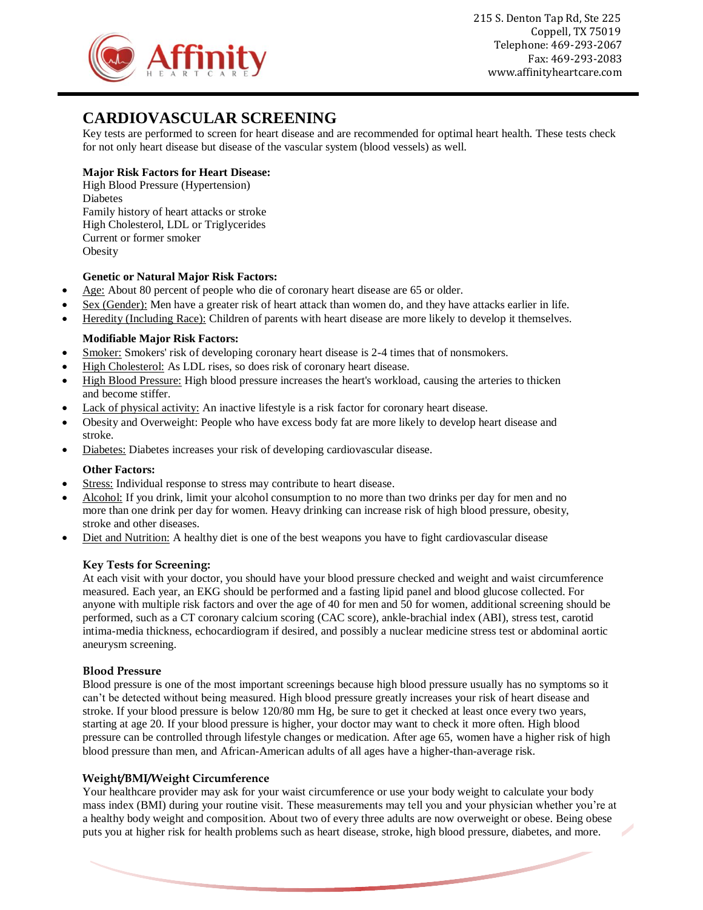215 S. Denton Tap Rd, Ste 225
Coppell, TX 75019
Telephone: 469-293-2067
Fax: 469-293-2083
www.affinityheartcare.com

# CARDIOVASCULAR SCREENING

Key tests are performed to screen for heart disease and are recommended for optimal heart health. These tests check for not only heart disease but disease of the vascular system (blood vessels) as well.

**Major Risk Factors for Heart Disease:**
High Blood Pressure (Hypertension)
Diabetes
Family history of heart attacks or stroke
High Cholesterol, LDL or Triglycerides
Current or former smoker
Obesity

**Genetic or Natural Major Risk Factors:**

- Age: About 80 percent of people who die of coronary heart disease are 65 or older.
- Sex (Gender): Men have a greater risk of heart attack than women do, and they have attacks earlier in life.
- Heredity (Including Race): Children of parents with heart disease are more likely to develop it themselves.

**Modifiable Major Risk Factors:**

- Smoker: Smokers' risk of developing coronary heart disease is 2-4 times that of nonsmokers.
- High Cholesterol: As LDL rises, so does risk of coronary heart disease.
- High Blood Pressure: High blood pressure increases the heart's workload, causing the arteries to thicken and become stiffer.
- Lack of physical activity: An inactive lifestyle is a risk factor for coronary heart disease.
- Obesity and Overweight: People who have excess body fat are more likely to develop heart disease and stroke.
- Diabetes: Diabetes increases your risk of developing cardiovascular disease.

**Other Factors:**

- Stress: Individual response to stress may contribute to heart disease.
- Alcohol: If you drink, limit your alcohol consumption to no more than two drinks per day for men and no more than one drink per day for women. Heavy drinking can increase risk of high blood pressure, obesity, stroke and other diseases.
- Diet and Nutrition: A healthy diet is one of the best weapons you have to fight cardiovascular disease

**Key Tests for Screening:**
At each visit with your doctor, you should have your blood pressure checked and weight and waist circumference measured. Each year, an EKG should be performed and a fasting lipid panel and blood glucose collected. For anyone with multiple risk factors and over the age of 40 for men and 50 for women, additional screening should be performed, such as a CT coronary calcium scoring (CAC score), ankle-brachial index (ABI), stress test, carotid intima-media thickness, echocardiogram if desired, and possibly a nuclear medicine stress test or abdominal aortic aneurysm screening.

**Blood Pressure**
Blood pressure is one of the most important screenings because high blood pressure usually has no symptoms so it can't be detected without being measured. High blood pressure greatly increases your risk of heart disease and stroke. If your blood pressure is below 120/80 mm Hg, be sure to get it checked at least once every two years, starting at age 20. If your blood pressure is higher, your doctor may want to check it more often. High blood pressure can be controlled through lifestyle changes or medication. After age 65, women have a higher risk of high blood pressure than men, and African-American adults of all ages have a higher-than-average risk.

**Weight/BMI/Weight Circumference**
Your healthcare provider may ask for your waist circumference or use your body weight to calculate your body mass index (BMI) during your routine visit. These measurements may tell you and your physician whether you're at a healthy body weight and composition. About two of every three adults are now overweight or obese. Being obese puts you at higher risk for health problems such as heart disease, stroke, high blood pressure, diabetes, and more.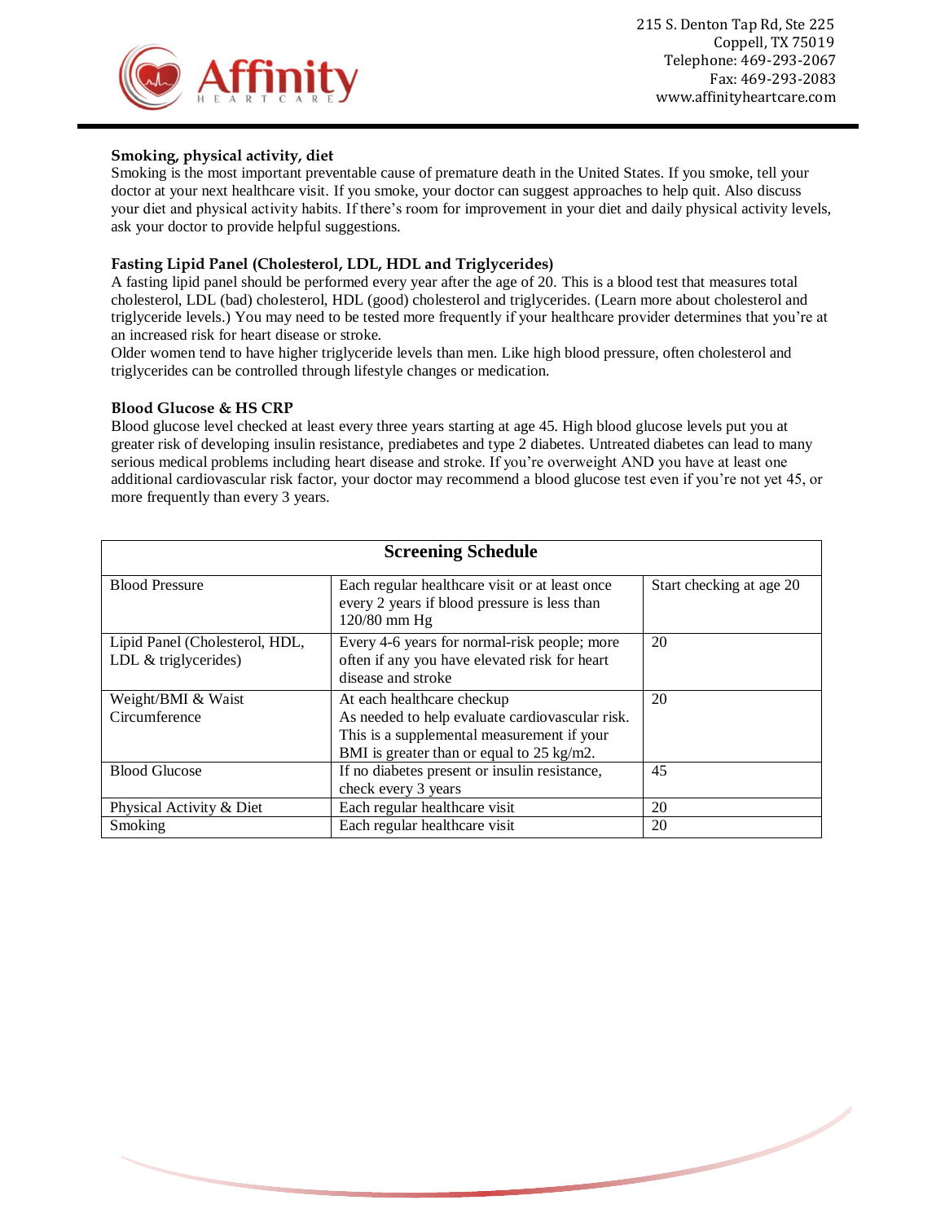**Smoking, physical activity, diet**

Smoking is the most important preventable cause of premature death in the United States. If you smoke, tell your doctor at your next healthcare visit. If you smoke, your doctor can suggest approaches to help quit. Also discuss your diet and physical activity habits. If there's room for improvement in your diet and daily physical activity levels, ask your doctor to provide helpful suggestions.

**Fasting Lipid Panel (Cholesterol, LDL, HDL and Triglycerides)**

A fasting lipid panel should be performed every year after the age of 20. This is a blood test that measures total cholesterol, LDL (bad) cholesterol, HDL (good) cholesterol and triglycerides. (Learn more about cholesterol and triglyceride levels.) You may need to be tested more frequently if your healthcare provider determines that you're at an increased risk for heart disease or stroke.

Older women tend to have higher triglyceride levels than men. Like high blood pressure, often cholesterol and triglycerides can be controlled through lifestyle changes or medication.

**Blood Glucose & HS CRP**

Blood glucose level checked at least every three years starting at age 45. High blood glucose levels put you at greater risk of developing insulin resistance, prediabetes and type 2 diabetes. Untreated diabetes can lead to many serious medical problems including heart disease and stroke. If you're overweight AND you have at least one additional cardiovascular risk factor, your doctor may recommend a blood glucose test even if you're not yet 45, or more frequently than every 3 years.

| Screening Schedule | | |
|---|---|---|
| Blood Pressure | Each regular healthcare visit or at least once every 2 years if blood pressure is less than 120/80 mm Hg | Start checking at age 20 |
| Lipid Panel (Cholesterol, HDL, LDL & triglycerides) | Every 4-6 years for normal-risk people; more often if any you have elevated risk for heart disease and stroke | 20 |
| Weight/BMI & Waist Circumference | At each healthcare checkup<br>As needed to help evaluate cardiovascular risk. This is a supplemental measurement if your BMI is greater than or equal to 25 kg/m2. | 20 |
| Blood Glucose | If no diabetes present or insulin resistance, check every 3 years | 45 |
| Physical Activity & Diet | Each regular healthcare visit | 20 |
| Smoking | Each regular healthcare visit | 20 |